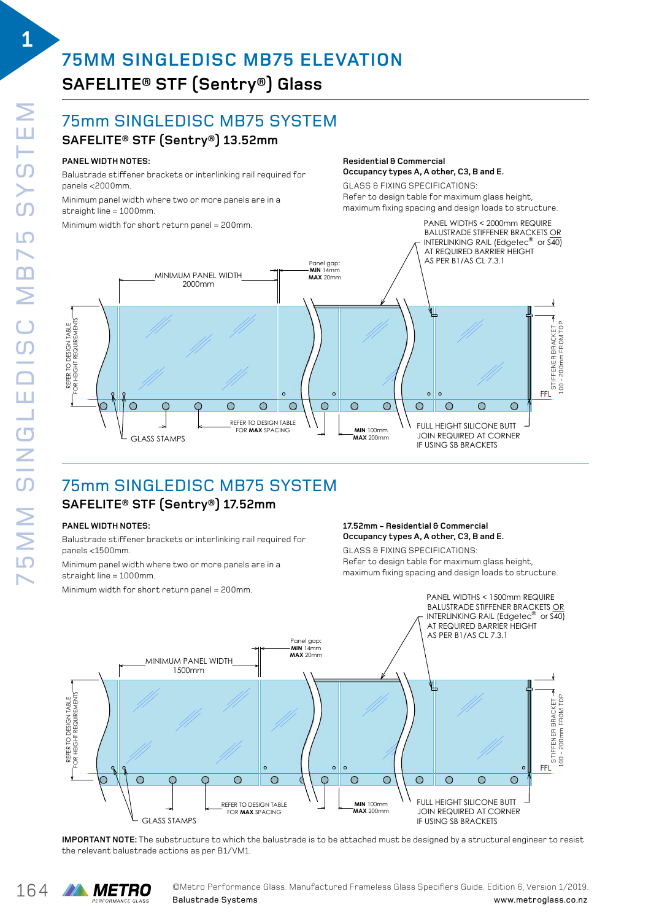# 75MM SINGLEDISC MB75 ELEVATION

## SAFELITE® STF (Sentry®) Glass

## 75mm SINGLEDISC MB75 SYSTEM

### SAFELITE® STF (Sentry®) 13.52mm

**PANEL WIDTH NOTES:**

Balustrade stiffener brackets or interlinking rail required for panels <2000mm.

Minimum panel width where two or more panels are in a straight line = 1000mm.

Minimum width for short return panel = 200mm.

**Residential & Commercial**
**Occupancy types A, A other, C3, B and E.**

GLASS & FIXING SPECIFICATIONS:
Refer to design table for maximum glass height, maximum fixing spacing and design loads to structure.

PANEL WIDTHS < 2000mm REQUIRE BALUSTRADE STIFFENER BRACKETS OR INTERLINKING RAIL (Edgetec® or S40) AT REQUIRED BARRIER HEIGHT AS PER B1/AS CL 7.3.1

MINIMUM PANEL WIDTH 2000mm

Panel gap: **MIN** 14mm **MAX** 20mm

REFER TO DESIGN TABLE FOR HEIGHT REQUIREMENTS

STIFFENER BRACKET 100 - 200mm FROM TOP

FFL

REFER TO DESIGN TABLE FOR **MAX** SPACING

GLASS STAMPS

**MIN** 100mm **MAX** 200mm

FULL HEIGHT SILICONE BUTT JOIN REQUIRED AT CORNER IF USING SB BRACKETS

## 75mm SINGLEDISC MB75 SYSTEM

### SAFELITE® STF (Sentry®) 17.52mm

**PANEL WIDTH NOTES:**

Balustrade stiffener brackets or interlinking rail required for panels <1500mm.

Minimum panel width where two or more panels are in a straight line = 1000mm.

Minimum width for short return panel = 200mm.

**17.52mm – Residential & Commercial**
**Occupancy types A, A other, C3, B and E.**

GLASS & FIXING SPECIFICATIONS:
Refer to design table for maximum glass height, maximum fixing spacing and design loads to structure.

PANEL WIDTHS < 1500mm REQUIRE BALUSTRADE STIFFENER BRACKETS OR INTERLINKING RAIL (Edgetec® or S40) AT REQUIRED BARRIER HEIGHT AS PER B1/AS CL 7.3.1

MINIMUM PANEL WIDTH 1500mm

Panel gap: **MIN** 14mm **MAX** 20mm

REFER TO DESIGN TABLE FOR HEIGHT REQUIREMENTS

STIFFENER BRACKET 100 - 200mm FROM TOP

FFL

REFER TO DESIGN TABLE FOR **MAX** SPACING

GLASS STAMPS

**MIN** 100mm **MAX** 200mm

FULL HEIGHT SILICONE BUTT JOIN REQUIRED AT CORNER IF USING SB BRACKETS

**IMPORTANT NOTE:** The substructure to which the balustrade is to be attached must be designed by a structural engineer to resist the relevant balustrade actions as per B1/VM1.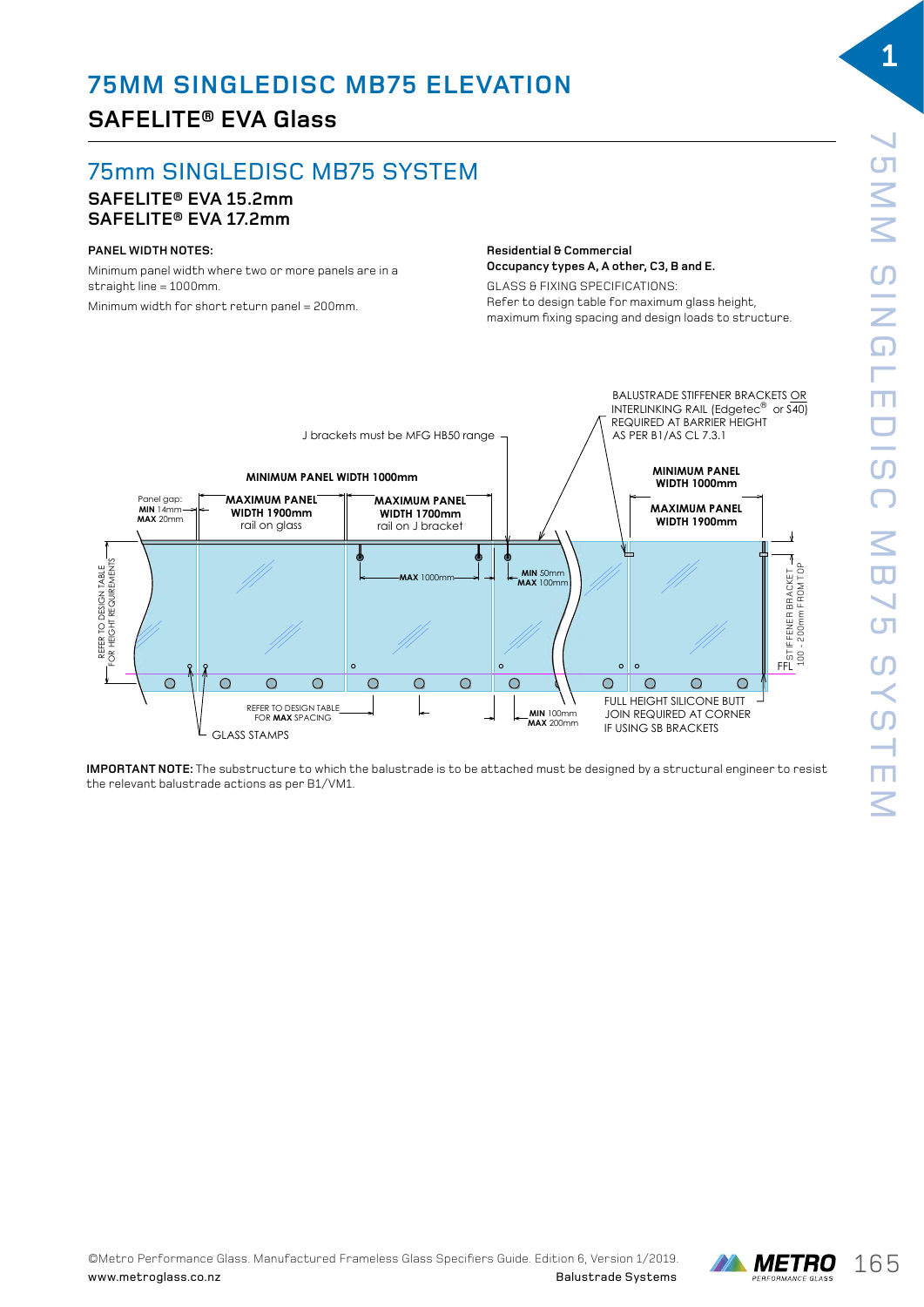# 75MM SINGLEDISC MB75 ELEVATION

## SAFELITE® EVA Glass

## 75mm SINGLEDISC MB75 SYSTEM

**SAFELITE® EVA 15.2mm**
**SAFELITE® EVA 17.2mm**

**PANEL WIDTH NOTES:**

Minimum panel width where two or more panels are in a straight line = 1000mm.

Minimum width for short return panel = 200mm.

**Residential & Commercial**
**Occupancy types A, A other, C3, B and E.**

GLASS & FIXING SPECIFICATIONS:
Refer to design table for maximum glass height, maximum fixing spacing and design loads to structure.

BALUSTRADE STIFFENER BRACKETS OR INTERLINKING RAIL (Edgetec® or S40) REQUIRED AT BARRIER HEIGHT AS PER B1/AS CL 7.3.1

J brackets must be MFG HB50 range

**MINIMUM PANEL WIDTH 1000mm**

**MINIMUM PANEL WIDTH 1000mm**

Panel gap: **MIN** 14mm **MAX** 20mm

**MAXIMUM PANEL WIDTH 1900mm** rail on glass

**MAXIMUM PANEL WIDTH 1700mm** rail on J bracket

**MAXIMUM PANEL WIDTH 1900mm**

**MAX** 1000mm

**MIN** 50mm **MAX** 100mm

REFER TO DESIGN TABLE FOR HEIGHT REQUIREMENTS

STIFFENER BRACKET 100 - 200mm FROM TOP

FFL

REFER TO DESIGN TABLE FOR **MAX** SPACING

GLASS STAMPS

**MIN** 100mm **MAX** 200mm

FULL HEIGHT SILICONE BUTT JOIN REQUIRED AT CORNER IF USING SB BRACKETS

**IMPORTANT NOTE:** The substructure to which the balustrade is to be attached must be designed by a structural engineer to resist the relevant balustrade actions as per B1/VM1.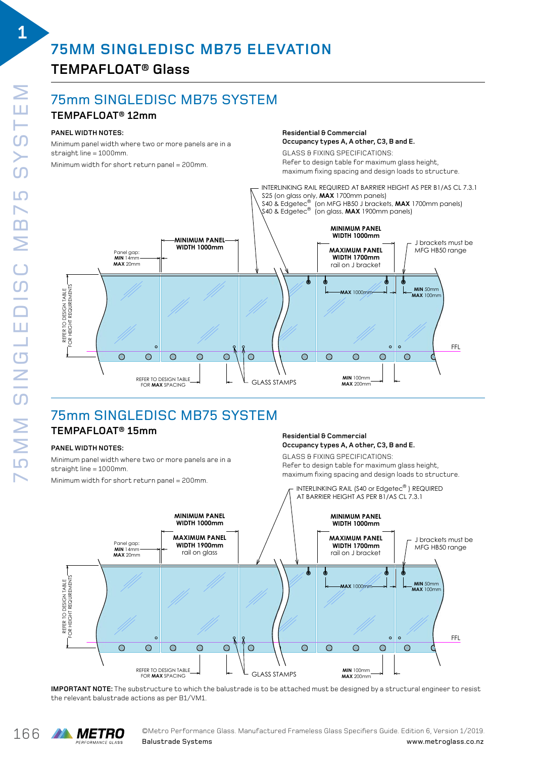# 75MM SINGLEDISC MB75 ELEVATION

## TEMPAFLOAT® Glass

## 75mm SINGLEDISC MB75 SYSTEM

### TEMPAFLOAT® 12mm

**PANEL WIDTH NOTES:**

Minimum panel width where two or more panels are in a straight line = 1000mm.

Minimum width for short return panel = 200mm.

**Residential & Commercial**
**Occupancy types A, A other, C3, B and E.**

GLASS & FIXING SPECIFICATIONS:
Refer to design table for maximum glass height, maximum fixing spacing and design loads to structure.

INTERLINKING RAIL REQUIRED AT BARRIER HEIGHT AS PER B1/AS CL 7.3.1
S25 (on glass only, **MAX** 1700mm panels)
S40 & Edgetec® (on MFG HB50 J brackets, **MAX** 1700mm panels)
S40 & Edgetec® (on glass, **MAX** 1900mm panels)

**MINIMUM PANEL WIDTH 1000mm**

**MINIMUM PANEL WIDTH 1000mm**

**MAXIMUM PANEL WIDTH 1700mm** rail on J bracket

J brackets must be MFG HB50 range

Panel gap: **MIN** 14mm **MAX** 20mm

REFER TO DESIGN TABLE FOR HEIGHT REQUIREMENTS

**MAX** 1000mm

**MIN** 50mm **MAX** 100mm

FFL

REFER TO DESIGN TABLE FOR **MAX** SPACING

GLASS STAMPS

**MIN** 100mm **MAX** 200mm

## 75mm SINGLEDISC MB75 SYSTEM

### TEMPAFLOAT® 15mm

**PANEL WIDTH NOTES:**

Minimum panel width where two or more panels are in a straight line = 1000mm.

Minimum width for short return panel = 200mm.

**Residential & Commercial**
**Occupancy types A, A other, C3, B and E.**

GLASS & FIXING SPECIFICATIONS:
Refer to design table for maximum glass height, maximum fixing spacing and design loads to structure.

INTERLINKING RAIL (S40 or Edgetec®) REQUIRED AT BARRIER HEIGHT AS PER B1/AS CL 7.3.1

**MINIMUM PANEL WIDTH 1000mm**

**MAXIMUM PANEL WIDTH 1900mm** rail on glass

**MINIMUM PANEL WIDTH 1000mm**

**MAXIMUM PANEL WIDTH 1700mm** rail on J bracket

J brackets must be MFG HB50 range

Panel gap: **MIN** 14mm **MAX** 20mm

REFER TO DESIGN TABLE FOR HEIGHT REQUIREMENTS

**MAX** 1000mm

**MIN** 50mm **MAX** 100mm

FFL

REFER TO DESIGN TABLE FOR **MAX** SPACING

GLASS STAMPS

**MIN** 100mm **MAX** 200mm

**IMPORTANT NOTE:** The substructure to which the balustrade is to be attached must be designed by a structural engineer to resist the relevant balustrade actions as per B1/VM1.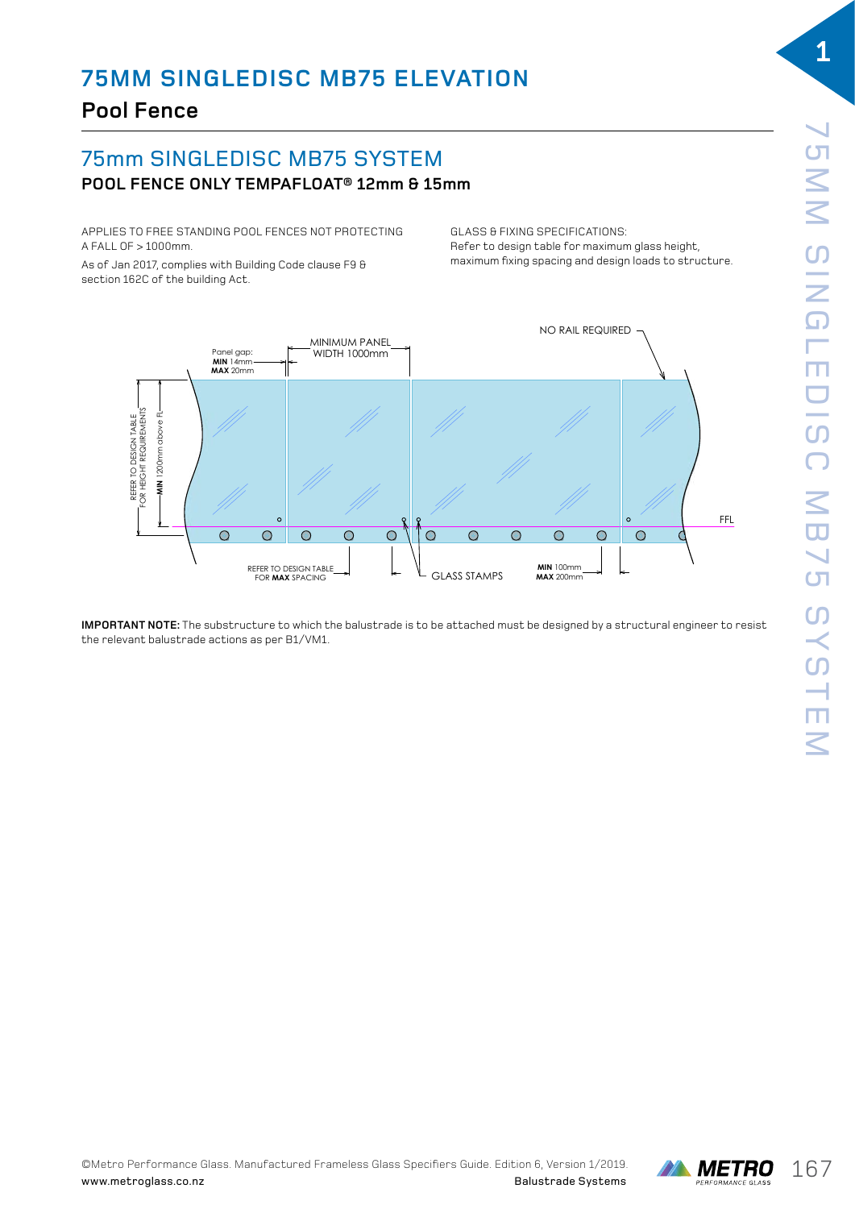# 75MM SINGLEDISC MB75 ELEVATION

## Pool Fence

## 75mm SINGLEDISC MB75 SYSTEM

### POOL FENCE ONLY TEMPAFLOAT® 12mm & 15mm

APPLIES TO FREE STANDING POOL FENCES NOT PROTECTING A FALL OF > 1000mm.

As of Jan 2017, complies with Building Code clause F9 & section 162C of the building Act.

GLASS & FIXING SPECIFICATIONS:
Refer to design table for maximum glass height, maximum fixing spacing and design loads to structure.

MINIMUM PANEL WIDTH 1000mm

Panel gap: **MIN** 14mm **MAX** 20mm

NO RAIL REQUIRED

REFER TO DESIGN TABLE FOR HEIGHT REQUIREMENTS

**MIN** 1200mm above FL

FFL

REFER TO DESIGN TABLE FOR **MAX** SPACING

GLASS STAMPS

**MIN** 100mm **MAX** 200mm

**IMPORTANT NOTE:** The substructure to which the balustrade is to be attached must be designed by a structural engineer to resist the relevant balustrade actions as per B1/VM1.

©Metro Performance Glass. Manufactured Frameless Glass Specifiers Guide. Edition 6, Version 1/2019.
www.metroglass.co.nz Balustrade Systems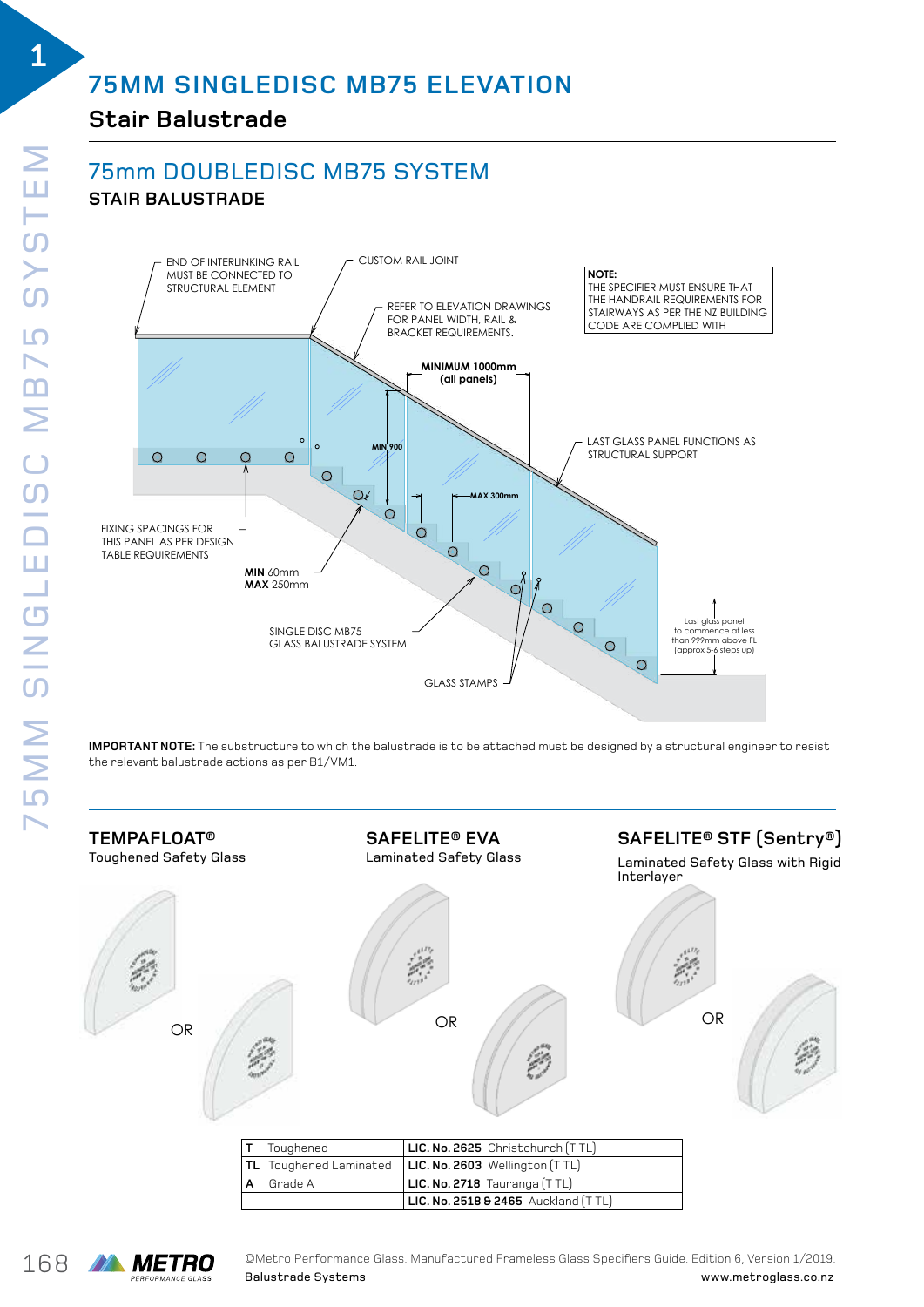# 75MM SINGLEDISC MB75 ELEVATION

## Stair Balustrade

## 75mm DOUBLEDISC MB75 SYSTEM

### STAIR BALUSTRADE

END OF INTERLINKING RAIL MUST BE CONNECTED TO STRUCTURAL ELEMENT

CUSTOM RAIL JOINT

REFER TO ELEVATION DRAWINGS FOR PANEL WIDTH, RAIL & BRACKET REQUIREMENTS.

NOTE: THE SPECIFIER MUST ENSURE THAT THE HANDRAIL REQUIREMENTS FOR STAIRWAYS AS PER THE NZ BUILDING CODE ARE COMPLIED WITH

MINIMUM 1000mm (all panels)

MIN 900

LAST GLASS PANEL FUNCTIONS AS STRUCTURAL SUPPORT

MAX 300mm

FIXING SPACINGS FOR THIS PANEL AS PER DESIGN TABLE REQUIREMENTS

MIN 60mm
MAX 250mm

SINGLE DISC MB75 GLASS BALUSTRADE SYSTEM

Last glass panel to commence at less than 999mm above FL (approx 5-6 steps up)

GLASS STAMPS

**IMPORTANT NOTE:** The substructure to which the balustrade is to be attached must be designed by a structural engineer to resist the relevant balustrade actions as per B1/VM1.

**TEMPAFLOAT®**
Toughened Safety Glass

OR

**SAFELITE® EVA**
Laminated Safety Glass

OR

**SAFELITE® STF (Sentry®)**
Laminated Safety Glass with Rigid Interlayer

OR

| | | |
|---|---|---|
| T | Toughened | **LIC. No. 2625** Christchurch (T TL) |
| TL | Toughened Laminated | **LIC. No. 2603** Wellington (T TL) |
| A | Grade A | **LIC. No. 2718** Tauranga (T TL) |
| | | **LIC. No. 2518 & 2465** Auckland (T TL) |